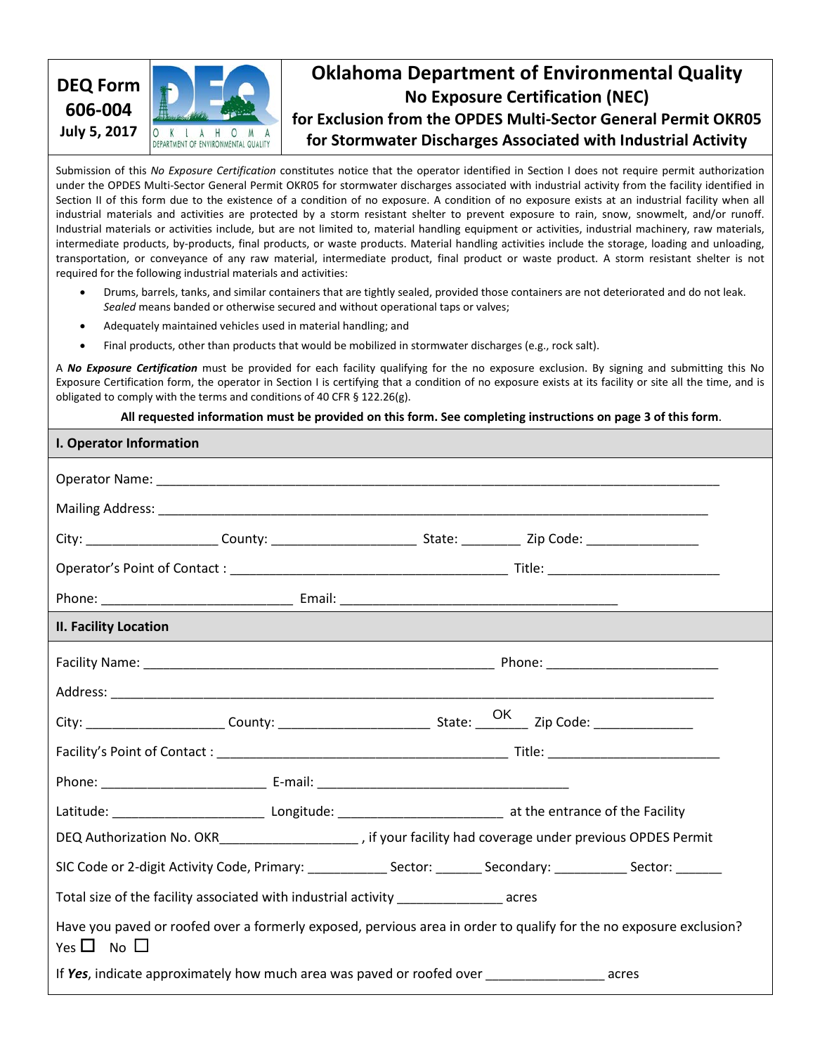**DEQ Form 606-004**
**July 5, 2017**

# Oklahoma Department of Environmental Quality

## No Exposure Certification (NEC)

## for Exclusion from the OPDES Multi-Sector General Permit OKR05 for Stormwater Discharges Associated with Industrial Activity

Submission of this *No Exposure Certification* constitutes notice that the operator identified in Section I does not require permit authorization under the OPDES Multi-Sector General Permit OKR05 for stormwater discharges associated with industrial activity from the facility identified in Section II of this form due to the existence of a condition of no exposure. A condition of no exposure exists at an industrial facility when all industrial materials and activities are protected by a storm resistant shelter to prevent exposure to rain, snow, snowmelt, and/or runoff. Industrial materials or activities include, but are not limited to, material handling equipment or activities, industrial machinery, raw materials, intermediate products, by-products, final products, or waste products. Material handling activities include the storage, loading and unloading, transportation, or conveyance of any raw material, intermediate product, final product or waste product. A storm resistant shelter is not required for the following industrial materials and activities:

- Drums, barrels, tanks, and similar containers that are tightly sealed, provided those containers are not deteriorated and do not leak. *Sealed* means banded or otherwise secured and without operational taps or valves;
- Adequately maintained vehicles used in material handling; and
- Final products, other than products that would be mobilized in stormwater discharges (e.g., rock salt).

A ***No Exposure Certification*** must be provided for each facility qualifying for the no exposure exclusion. By signing and submitting this No Exposure Certification form, the operator in Section I is certifying that a condition of no exposure exists at its facility or site all the time, and is obligated to comply with the terms and conditions of 40 CFR § 122.26(g).

**All requested information must be provided on this form. See completing instructions on page 3 of this form**.

### I. Operator Information

Operator Name: ______________________________________________

Mailing Address: ______________________________________________

City: __________________ County: ____________________ State: ________ Zip Code: _______________

Operator's Point of Contact : ________________________________ Title: ______________________

Phone: _________________________ Email: ____________________________________

### II. Facility Location

Facility Name: __________________________________________ Phone: ______________________

Address: ______________________________________________

City: __________________ County: ____________________ State: OK Zip Code: _____________

Facility's Point of Contact : ________________________________ Title: ______________________

Phone: ______________________ E-mail: _________________________________

Latitude: ____________________ Longitude: _____________________ at the entrance of the Facility

DEQ Authorization No. OKR__________________ , if your facility had coverage under previous OPDES Permit

SIC Code or 2-digit Activity Code, Primary: __________ Sector: ______ Secondary: _________ Sector: ______

Total size of the facility associated with industrial activity ______________ acres

Have you paved or roofed over a formerly exposed, pervious area in order to qualify for the no exposure exclusion?
Yes ☐ No ☐

If ***Yes***, indicate approximately how much area was paved or roofed over _______________ acres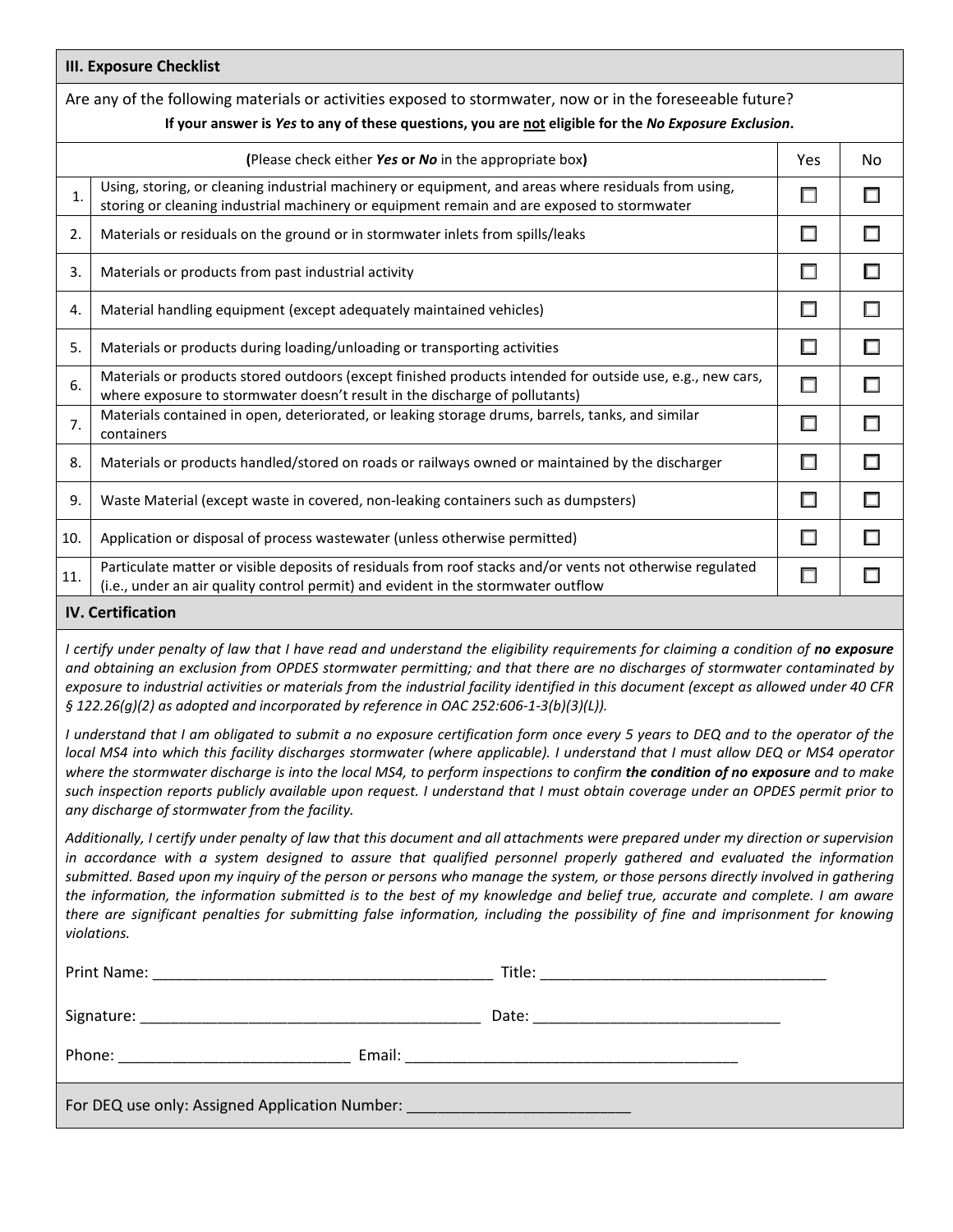## III. Exposure Checklist

Are any of the following materials or activities exposed to stormwater, now or in the foreseeable future?

**If your answer is *Yes* to any of these questions, you are not eligible for the *No Exposure Exclusion*.**

| | **(**Please check either ***Yes*** **or** ***No*** in the appropriate box**)** | Yes | No |
|---|---|---|---|
| 1. | Using, storing, or cleaning industrial machinery or equipment, and areas where residuals from using, storing or cleaning industrial machinery or equipment remain and are exposed to stormwater | ☐ | ☐ |
| 2. | Materials or residuals on the ground or in stormwater inlets from spills/leaks | ☐ | ☐ |
| 3. | Materials or products from past industrial activity | ☐ | ☐ |
| 4. | Material handling equipment (except adequately maintained vehicles) | ☐ | ☐ |
| 5. | Materials or products during loading/unloading or transporting activities | ☐ | ☐ |
| 6. | Materials or products stored outdoors (except finished products intended for outside use, e.g., new cars, where exposure to stormwater doesn't result in the discharge of pollutants) | ☐ | ☐ |
| 7. | Materials contained in open, deteriorated, or leaking storage drums, barrels, tanks, and similar containers | ☐ | ☐ |
| 8. | Materials or products handled/stored on roads or railways owned or maintained by the discharger | ☐ | ☐ |
| 9. | Waste Material (except waste in covered, non-leaking containers such as dumpsters) | ☐ | ☐ |
| 10. | Application or disposal of process wastewater (unless otherwise permitted) | ☐ | ☐ |
| 11. | Particulate matter or visible deposits of residuals from roof stacks and/or vents not otherwise regulated (i.e., under an air quality control permit) and evident in the stormwater outflow | ☐ | ☐ |

## IV. Certification

*I certify under penalty of law that I have read and understand the eligibility requirements for claiming a condition of* ***no exposure*** *and obtaining an exclusion from OPDES stormwater permitting; and that there are no discharges of stormwater contaminated by exposure to industrial activities or materials from the industrial facility identified in this document (except as allowed under 40 CFR § 122.26(g)(2) as adopted and incorporated by reference in OAC 252:606-1-3(b)(3)(L)).*

*I understand that I am obligated to submit a no exposure certification form once every 5 years to DEQ and to the operator of the local MS4 into which this facility discharges stormwater (where applicable). I understand that I must allow DEQ or MS4 operator where the stormwater discharge is into the local MS4, to perform inspections to confirm* ***the condition of no exposure*** *and to make such inspection reports publicly available upon request. I understand that I must obtain coverage under an OPDES permit prior to any discharge of stormwater from the facility.*

*Additionally, I certify under penalty of law that this document and all attachments were prepared under my direction or supervision in accordance with a system designed to assure that qualified personnel properly gathered and evaluated the information submitted. Based upon my inquiry of the person or persons who manage the system, or those persons directly involved in gathering the information, the information submitted is to the best of my knowledge and belief true, accurate and complete. I am aware there are significant penalties for submitting false information, including the possibility of fine and imprisonment for knowing violations.*

Print Name: ________________________________________ Title: __________________________________

Signature: ________________________________________ Date: _____________________________

Phone: ___________________________ Email: _______________________________________

For DEQ use only: Assigned Application Number: __________________________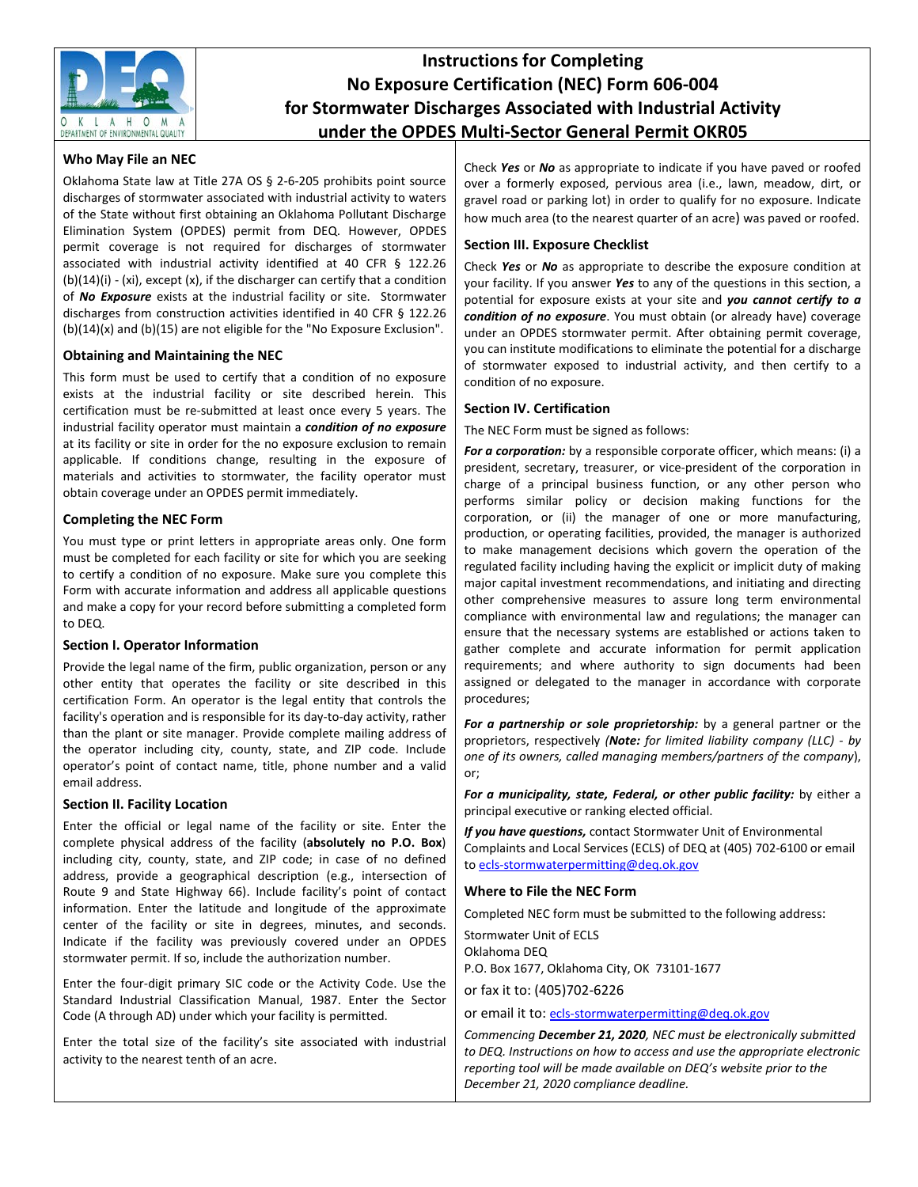# Instructions for Completing No Exposure Certification (NEC) Form 606-004 for Stormwater Discharges Associated with Industrial Activity under the OPDES Multi-Sector General Permit OKR05

## Who May File an NEC

Oklahoma State law at Title 27A OS § 2-6-205 prohibits point source discharges of stormwater associated with industrial activity to waters of the State without first obtaining an Oklahoma Pollutant Discharge Elimination System (OPDES) permit from DEQ. However, OPDES permit coverage is not required for discharges of stormwater associated with industrial activity identified at 40 CFR § 122.26 (b)(14)(i) - (xi), except (x), if the discharger can certify that a condition of ***No Exposure*** exists at the industrial facility or site. Stormwater discharges from construction activities identified in 40 CFR § 122.26 (b)(14)(x) and (b)(15) are not eligible for the "No Exposure Exclusion".

## Obtaining and Maintaining the NEC

This form must be used to certify that a condition of no exposure exists at the industrial facility or site described herein. This certification must be re-submitted at least once every 5 years. The industrial facility operator must maintain a ***condition of no exposure*** at its facility or site in order for the no exposure exclusion to remain applicable. If conditions change, resulting in the exposure of materials and activities to stormwater, the facility operator must obtain coverage under an OPDES permit immediately.

## Completing the NEC Form

You must type or print letters in appropriate areas only. One form must be completed for each facility or site for which you are seeking to certify a condition of no exposure. Make sure you complete this Form with accurate information and address all applicable questions and make a copy for your record before submitting a completed form to DEQ.

## Section I. Operator Information

Provide the legal name of the firm, public organization, person or any other entity that operates the facility or site described in this certification Form. An operator is the legal entity that controls the facility's operation and is responsible for its day-to-day activity, rather than the plant or site manager. Provide complete mailing address of the operator including city, county, state, and ZIP code. Include operator's point of contact name, title, phone number and a valid email address.

## Section II. Facility Location

Enter the official or legal name of the facility or site. Enter the complete physical address of the facility (**absolutely no P.O. Box**) including city, county, state, and ZIP code; in case of no defined address, provide a geographical description (e.g., intersection of Route 9 and State Highway 66). Include facility's point of contact information. Enter the latitude and longitude of the approximate center of the facility or site in degrees, minutes, and seconds. Indicate if the facility was previously covered under an OPDES stormwater permit. If so, include the authorization number.

Enter the four-digit primary SIC code or the Activity Code. Use the Standard Industrial Classification Manual, 1987. Enter the Sector Code (A through AD) under which your facility is permitted.

Enter the total size of the facility's site associated with industrial activity to the nearest tenth of an acre.

Check ***Yes*** or ***No*** as appropriate to indicate if you have paved or roofed over a formerly exposed, pervious area (i.e., lawn, meadow, dirt, or gravel road or parking lot) in order to qualify for no exposure. Indicate how much area (to the nearest quarter of an acre) was paved or roofed.

## Section III. Exposure Checklist

Check ***Yes*** or ***No*** as appropriate to describe the exposure condition at your facility. If you answer ***Yes*** to any of the questions in this section, a potential for exposure exists at your site and ***you cannot certify to a condition of no exposure***. You must obtain (or already have) coverage under an OPDES stormwater permit. After obtaining permit coverage, you can institute modifications to eliminate the potential for a discharge of stormwater exposed to industrial activity, and then certify to a condition of no exposure.

## Section IV. Certification

The NEC Form must be signed as follows:

***For a corporation:*** by a responsible corporate officer, which means: (i) a president, secretary, treasurer, or vice-president of the corporation in charge of a principal business function, or any other person who performs similar policy or decision making functions for the corporation, or (ii) the manager of one or more manufacturing, production, or operating facilities, provided, the manager is authorized to make management decisions which govern the operation of the regulated facility including having the explicit or implicit duty of making major capital investment recommendations, and initiating and directing other comprehensive measures to assure long term environmental compliance with environmental law and regulations; the manager can ensure that the necessary systems are established or actions taken to gather complete and accurate information for permit application requirements; and where authority to sign documents had been assigned or delegated to the manager in accordance with corporate procedures;

***For a partnership or sole proprietorship:*** by a general partner or the proprietors, respectively *(**Note:** for limited liability company (LLC) - by one of its owners, called managing members/partners of the company*), or;

***For a municipality, state, Federal, or other public facility:*** by either a principal executive or ranking elected official.

***If you have questions,*** contact Stormwater Unit of Environmental Complaints and Local Services (ECLS) of DEQ at (405) 702-6100 or email to ecls-stormwaterpermitting@deq.ok.gov

## Where to File the NEC Form

Completed NEC form must be submitted to the following address:

Stormwater Unit of ECLS
Oklahoma DEQ
P.O. Box 1677, Oklahoma City, OK 73101-1677

or fax it to: (405)702-6226

or email it to: ecls-stormwaterpermitting@deq.ok.gov

*Commencing **December 21, 2020**, NEC must be electronically submitted to DEQ. Instructions on how to access and use the appropriate electronic reporting tool will be made available on DEQ's website prior to the December 21, 2020 compliance deadline.*